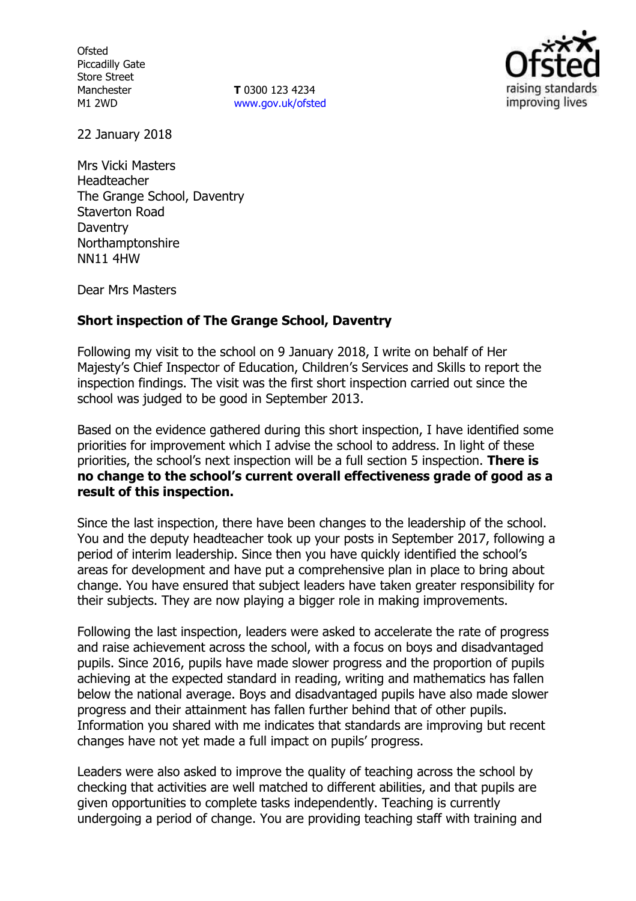Ofsted
Piccadilly Gate
Store Street
Manchester
M1 2WD

**T** 0300 123 4234
www.gov.uk/ofsted

22 January 2018

Mrs Vicki Masters
Headteacher
The Grange School, Daventry
Staverton Road
Daventry
Northamptonshire
NN11 4HW

Dear Mrs Masters

**Short inspection of The Grange School, Daventry**

Following my visit to the school on 9 January 2018, I write on behalf of Her Majesty's Chief Inspector of Education, Children's Services and Skills to report the inspection findings. The visit was the first short inspection carried out since the school was judged to be good in September 2013.

Based on the evidence gathered during this short inspection, I have identified some priorities for improvement which I advise the school to address. In light of these priorities, the school's next inspection will be a full section 5 inspection. **There is no change to the school's current overall effectiveness grade of good as a result of this inspection.**

Since the last inspection, there have been changes to the leadership of the school. You and the deputy headteacher took up your posts in September 2017, following a period of interim leadership. Since then you have quickly identified the school's areas for development and have put a comprehensive plan in place to bring about change. You have ensured that subject leaders have taken greater responsibility for their subjects. They are now playing a bigger role in making improvements.

Following the last inspection, leaders were asked to accelerate the rate of progress and raise achievement across the school, with a focus on boys and disadvantaged pupils. Since 2016, pupils have made slower progress and the proportion of pupils achieving at the expected standard in reading, writing and mathematics has fallen below the national average. Boys and disadvantaged pupils have also made slower progress and their attainment has fallen further behind that of other pupils. Information you shared with me indicates that standards are improving but recent changes have not yet made a full impact on pupils' progress.

Leaders were also asked to improve the quality of teaching across the school by checking that activities are well matched to different abilities, and that pupils are given opportunities to complete tasks independently. Teaching is currently undergoing a period of change. You are providing teaching staff with training and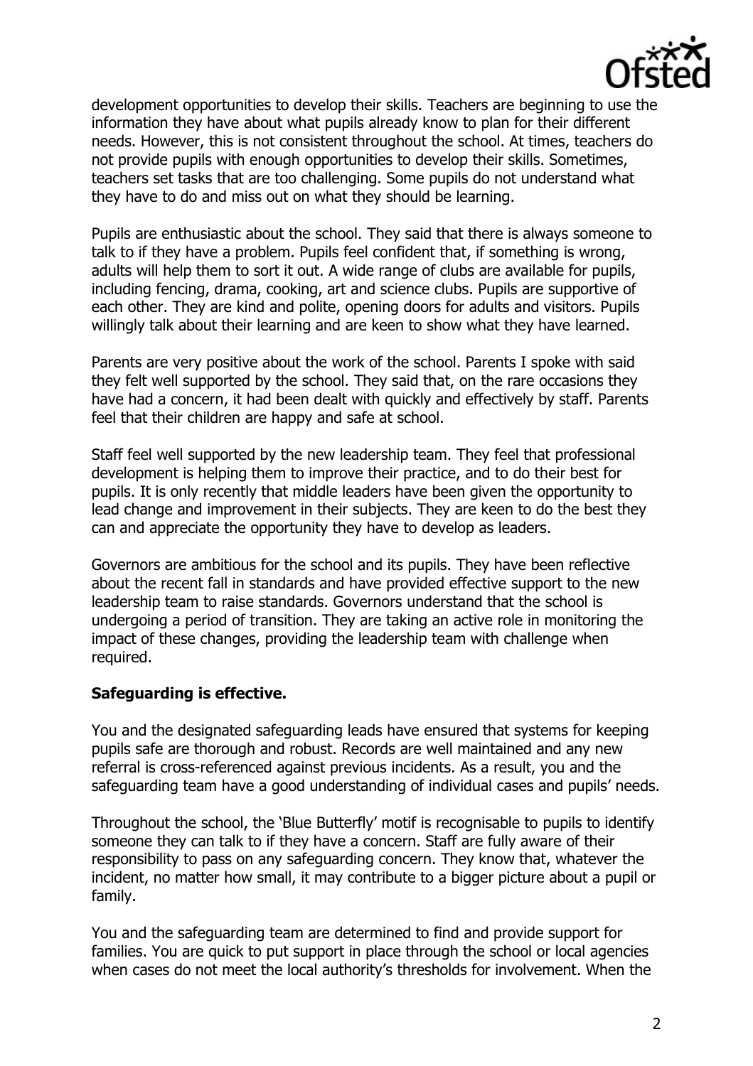development opportunities to develop their skills. Teachers are beginning to use the information they have about what pupils already know to plan for their different needs. However, this is not consistent throughout the school. At times, teachers do not provide pupils with enough opportunities to develop their skills. Sometimes, teachers set tasks that are too challenging. Some pupils do not understand what they have to do and miss out on what they should be learning.

Pupils are enthusiastic about the school. They said that there is always someone to talk to if they have a problem. Pupils feel confident that, if something is wrong, adults will help them to sort it out. A wide range of clubs are available for pupils, including fencing, drama, cooking, art and science clubs. Pupils are supportive of each other. They are kind and polite, opening doors for adults and visitors. Pupils willingly talk about their learning and are keen to show what they have learned.

Parents are very positive about the work of the school. Parents I spoke with said they felt well supported by the school. They said that, on the rare occasions they have had a concern, it had been dealt with quickly and effectively by staff. Parents feel that their children are happy and safe at school.

Staff feel well supported by the new leadership team. They feel that professional development is helping them to improve their practice, and to do their best for pupils. It is only recently that middle leaders have been given the opportunity to lead change and improvement in their subjects. They are keen to do the best they can and appreciate the opportunity they have to develop as leaders.

Governors are ambitious for the school and its pupils. They have been reflective about the recent fall in standards and have provided effective support to the new leadership team to raise standards. Governors understand that the school is undergoing a period of transition. They are taking an active role in monitoring the impact of these changes, providing the leadership team with challenge when required.

**Safeguarding is effective.**

You and the designated safeguarding leads have ensured that systems for keeping pupils safe are thorough and robust. Records are well maintained and any new referral is cross-referenced against previous incidents. As a result, you and the safeguarding team have a good understanding of individual cases and pupils' needs.

Throughout the school, the 'Blue Butterfly' motif is recognisable to pupils to identify someone they can talk to if they have a concern. Staff are fully aware of their responsibility to pass on any safeguarding concern. They know that, whatever the incident, no matter how small, it may contribute to a bigger picture about a pupil or family.

You and the safeguarding team are determined to find and provide support for families. You are quick to put support in place through the school or local agencies when cases do not meet the local authority's thresholds for involvement. When the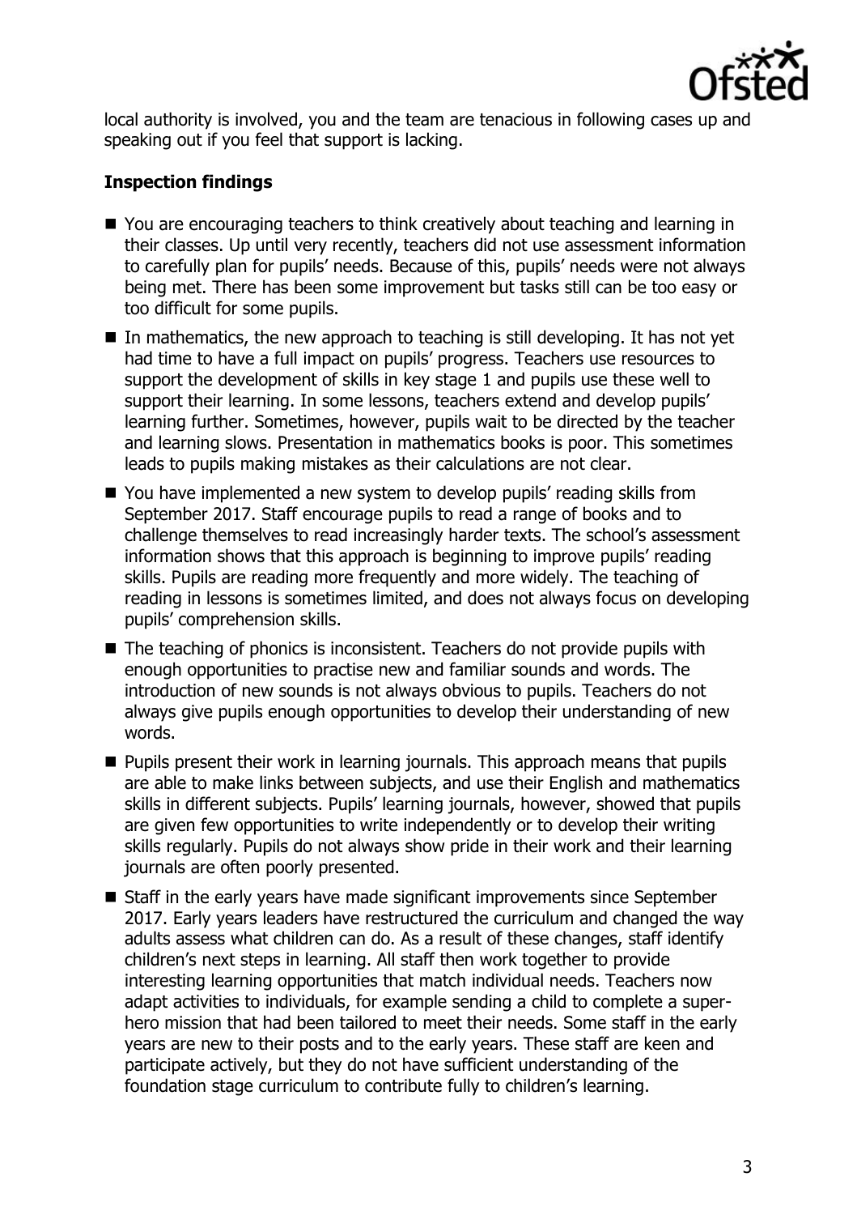local authority is involved, you and the team are tenacious in following cases up and speaking out if you feel that support is lacking.

**Inspection findings**

- You are encouraging teachers to think creatively about teaching and learning in their classes. Up until very recently, teachers did not use assessment information to carefully plan for pupils' needs. Because of this, pupils' needs were not always being met. There has been some improvement but tasks still can be too easy or too difficult for some pupils.
- In mathematics, the new approach to teaching is still developing. It has not yet had time to have a full impact on pupils' progress. Teachers use resources to support the development of skills in key stage 1 and pupils use these well to support their learning. In some lessons, teachers extend and develop pupils' learning further. Sometimes, however, pupils wait to be directed by the teacher and learning slows. Presentation in mathematics books is poor. This sometimes leads to pupils making mistakes as their calculations are not clear.
- You have implemented a new system to develop pupils' reading skills from September 2017. Staff encourage pupils to read a range of books and to challenge themselves to read increasingly harder texts. The school's assessment information shows that this approach is beginning to improve pupils' reading skills. Pupils are reading more frequently and more widely. The teaching of reading in lessons is sometimes limited, and does not always focus on developing pupils' comprehension skills.
- The teaching of phonics is inconsistent. Teachers do not provide pupils with enough opportunities to practise new and familiar sounds and words. The introduction of new sounds is not always obvious to pupils. Teachers do not always give pupils enough opportunities to develop their understanding of new words.
- Pupils present their work in learning journals. This approach means that pupils are able to make links between subjects, and use their English and mathematics skills in different subjects. Pupils' learning journals, however, showed that pupils are given few opportunities to write independently or to develop their writing skills regularly. Pupils do not always show pride in their work and their learning journals are often poorly presented.
- Staff in the early years have made significant improvements since September 2017. Early years leaders have restructured the curriculum and changed the way adults assess what children can do. As a result of these changes, staff identify children's next steps in learning. All staff then work together to provide interesting learning opportunities that match individual needs. Teachers now adapt activities to individuals, for example sending a child to complete a super-hero mission that had been tailored to meet their needs. Some staff in the early years are new to their posts and to the early years. These staff are keen and participate actively, but they do not have sufficient understanding of the foundation stage curriculum to contribute fully to children's learning.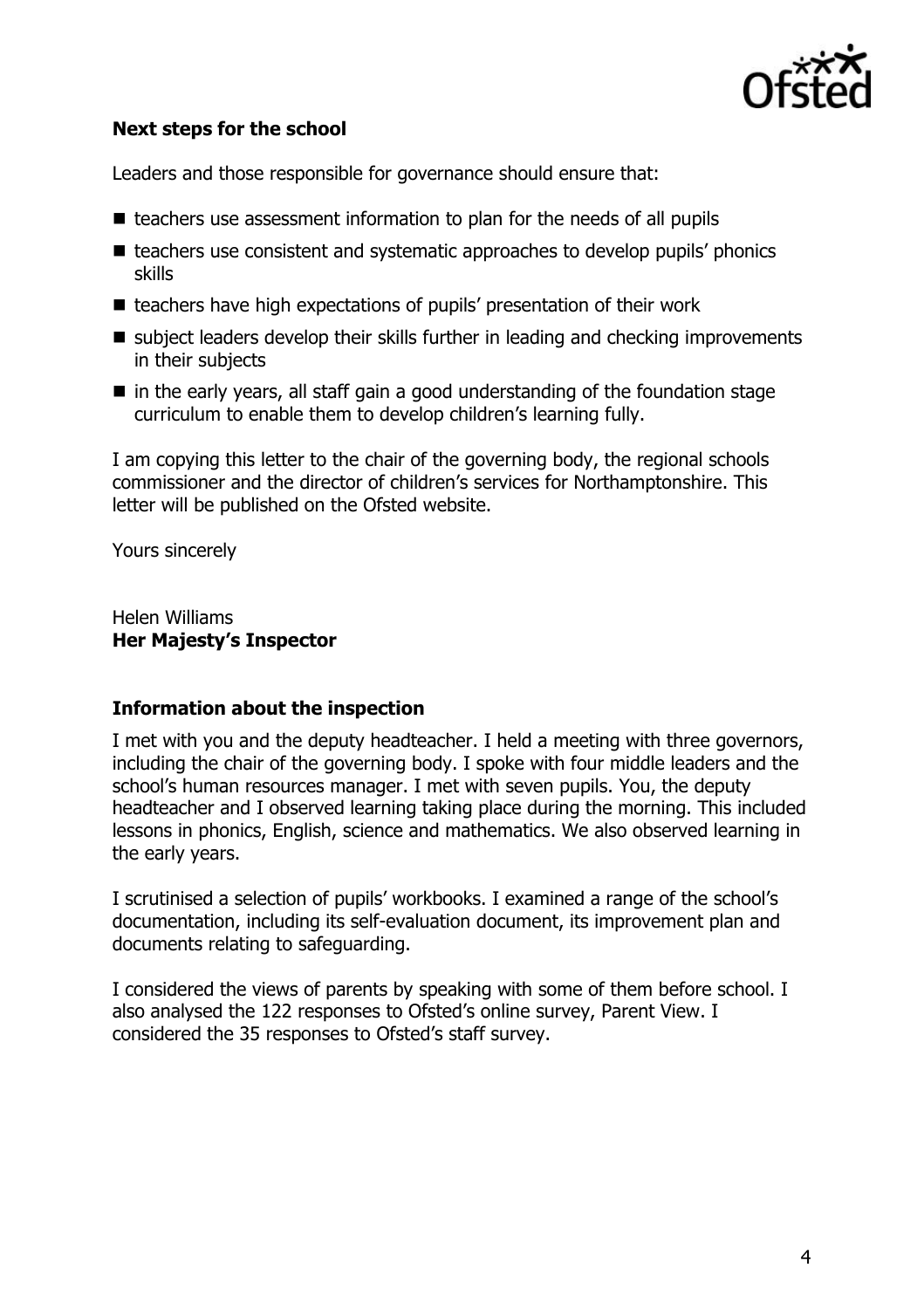### Next steps for the school

Leaders and those responsible for governance should ensure that:

- teachers use assessment information to plan for the needs of all pupils
- teachers use consistent and systematic approaches to develop pupils' phonics skills
- teachers have high expectations of pupils' presentation of their work
- subject leaders develop their skills further in leading and checking improvements in their subjects
- in the early years, all staff gain a good understanding of the foundation stage curriculum to enable them to develop children's learning fully.

I am copying this letter to the chair of the governing body, the regional schools commissioner and the director of children's services for Northamptonshire. This letter will be published on the Ofsted website.

Yours sincerely

Helen Williams
**Her Majesty's Inspector**

### Information about the inspection

I met with you and the deputy headteacher. I held a meeting with three governors, including the chair of the governing body. I spoke with four middle leaders and the school's human resources manager. I met with seven pupils. You, the deputy headteacher and I observed learning taking place during the morning. This included lessons in phonics, English, science and mathematics. We also observed learning in the early years.

I scrutinised a selection of pupils' workbooks. I examined a range of the school's documentation, including its self-evaluation document, its improvement plan and documents relating to safeguarding.

I considered the views of parents by speaking with some of them before school. I also analysed the 122 responses to Ofsted's online survey, Parent View. I considered the 35 responses to Ofsted's staff survey.